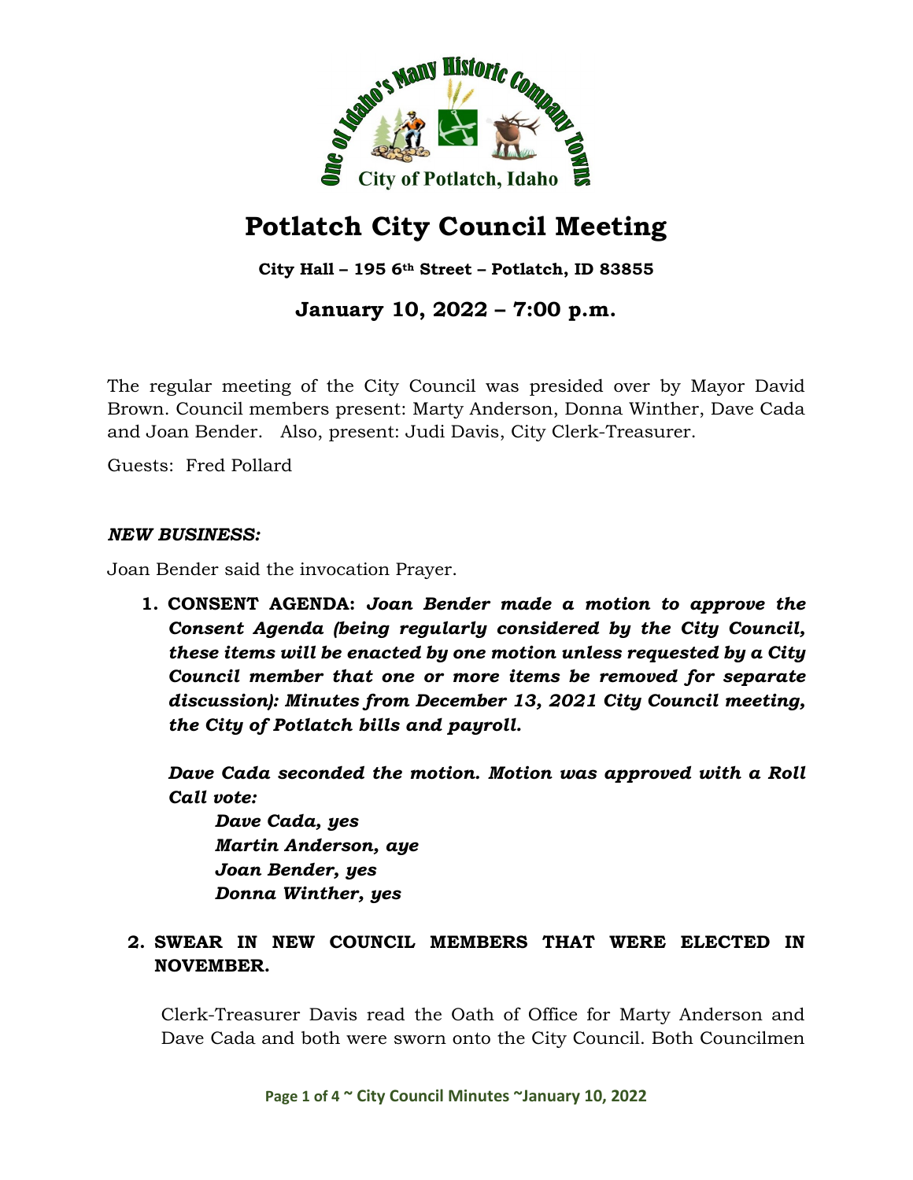# Potlatch City Council Meeting

**City Hall – 195 6th Street – Potlatch, ID 83855**

## January 10, 2022 – 7:00 p.m.

The regular meeting of the City Council was presided over by Mayor David Brown. Council members present: Marty Anderson, Donna Winther, Dave Cada and Joan Bender. Also, present: Judi Davis, City Clerk-Treasurer.

Guests: Fred Pollard

***NEW BUSINESS:***

Joan Bender said the invocation Prayer.

1. **CONSENT AGENDA:** ***Joan Bender made a motion to approve the Consent Agenda (being regularly considered by the City Council, these items will be enacted by one motion unless requested by a City Council member that one or more items be removed for separate discussion): Minutes from December 13, 2021 City Council meeting, the City of Potlatch bills and payroll.***

   ***Dave Cada seconded the motion. Motion was approved with a Roll Call vote:***

   ***Dave Cada, yes***
   ***Martin Anderson, aye***
   ***Joan Bender, yes***
   ***Donna Winther, yes***

2. **SWEAR IN NEW COUNCIL MEMBERS THAT WERE ELECTED IN NOVEMBER.**

   Clerk-Treasurer Davis read the Oath of Office for Marty Anderson and Dave Cada and both were sworn onto the City Council. Both Councilmen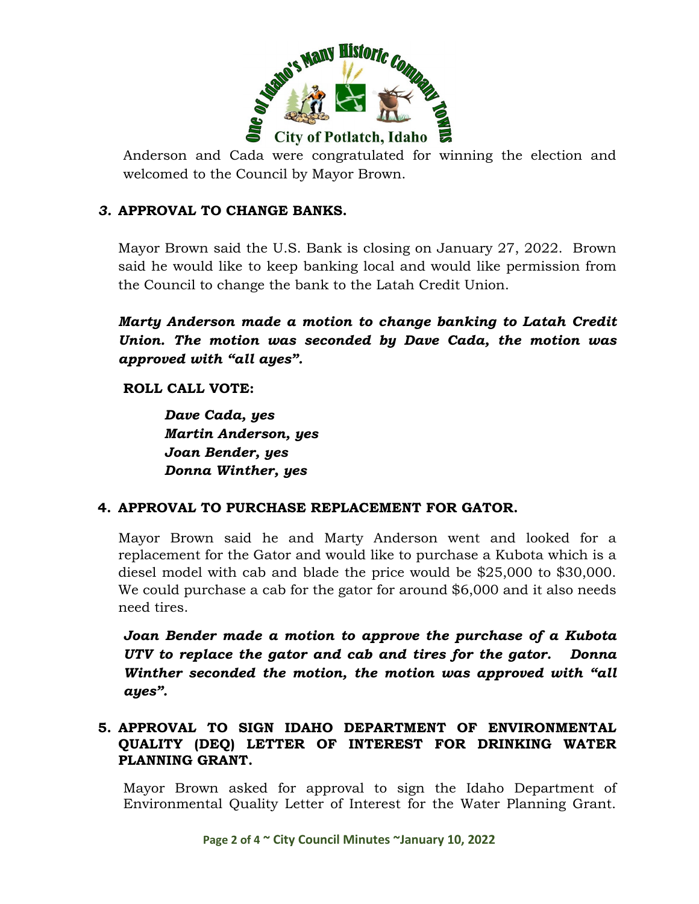Anderson and Cada were congratulated for winning the election and welcomed to the Council by Mayor Brown.

### *3.* APPROVAL TO CHANGE BANKS.

Mayor Brown said the U.S. Bank is closing on January 27, 2022. Brown said he would like to keep banking local and would like permission from the Council to change the bank to the Latah Credit Union.

***Marty Anderson made a motion to change banking to Latah Credit Union. The motion was seconded by Dave Cada, the motion was approved with "all ayes".***

**ROLL CALL VOTE:**

***Dave Cada, yes***
***Martin Anderson, yes***
***Joan Bender, yes***
***Donna Winther, yes***

### 4. APPROVAL TO PURCHASE REPLACEMENT FOR GATOR.

Mayor Brown said he and Marty Anderson went and looked for a replacement for the Gator and would like to purchase a Kubota which is a diesel model with cab and blade the price would be $25,000 to $30,000. We could purchase a cab for the gator for around $6,000 and it also needs need tires.

***Joan Bender made a motion to approve the purchase of a Kubota UTV to replace the gator and cab and tires for the gator. Donna Winther seconded the motion, the motion was approved with "all ayes".***

### 5. APPROVAL TO SIGN IDAHO DEPARTMENT OF ENVIRONMENTAL QUALITY (DEQ) LETTER OF INTEREST FOR DRINKING WATER PLANNING GRANT.

Mayor Brown asked for approval to sign the Idaho Department of Environmental Quality Letter of Interest for the Water Planning Grant.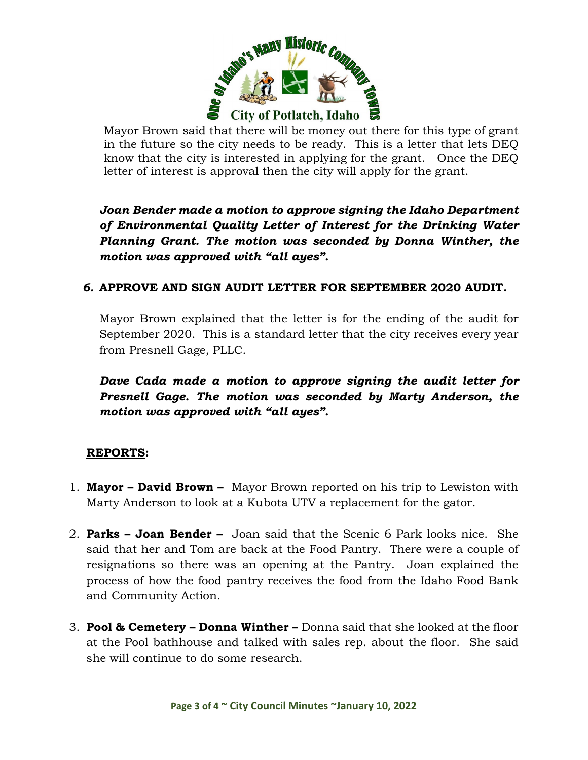Mayor Brown said that there will be money out there for this type of grant in the future so the city needs to be ready. This is a letter that lets DEQ know that the city is interested in applying for the grant. Once the DEQ letter of interest is approval then the city will apply for the grant.

***Joan Bender made a motion to approve signing the Idaho Department of Environmental Quality Letter of Interest for the Drinking Water Planning Grant. The motion was seconded by Donna Winther, the motion was approved with "all ayes".***

### *6.* APPROVE AND SIGN AUDIT LETTER FOR SEPTEMBER 2020 AUDIT.

Mayor Brown explained that the letter is for the ending of the audit for September 2020. This is a standard letter that the city receives every year from Presnell Gage, PLLC.

***Dave Cada made a motion to approve signing the audit letter for Presnell Gage. The motion was seconded by Marty Anderson, the motion was approved with "all ayes".***

**REPORTS:**

1. **Mayor – David Brown –** Mayor Brown reported on his trip to Lewiston with Marty Anderson to look at a Kubota UTV a replacement for the gator.
2. **Parks – Joan Bender –** Joan said that the Scenic 6 Park looks nice. She said that her and Tom are back at the Food Pantry. There were a couple of resignations so there was an opening at the Pantry. Joan explained the process of how the food pantry receives the food from the Idaho Food Bank and Community Action.
3. **Pool & Cemetery – Donna Winther –** Donna said that she looked at the floor at the Pool bathhouse and talked with sales rep. about the floor. She said she will continue to do some research.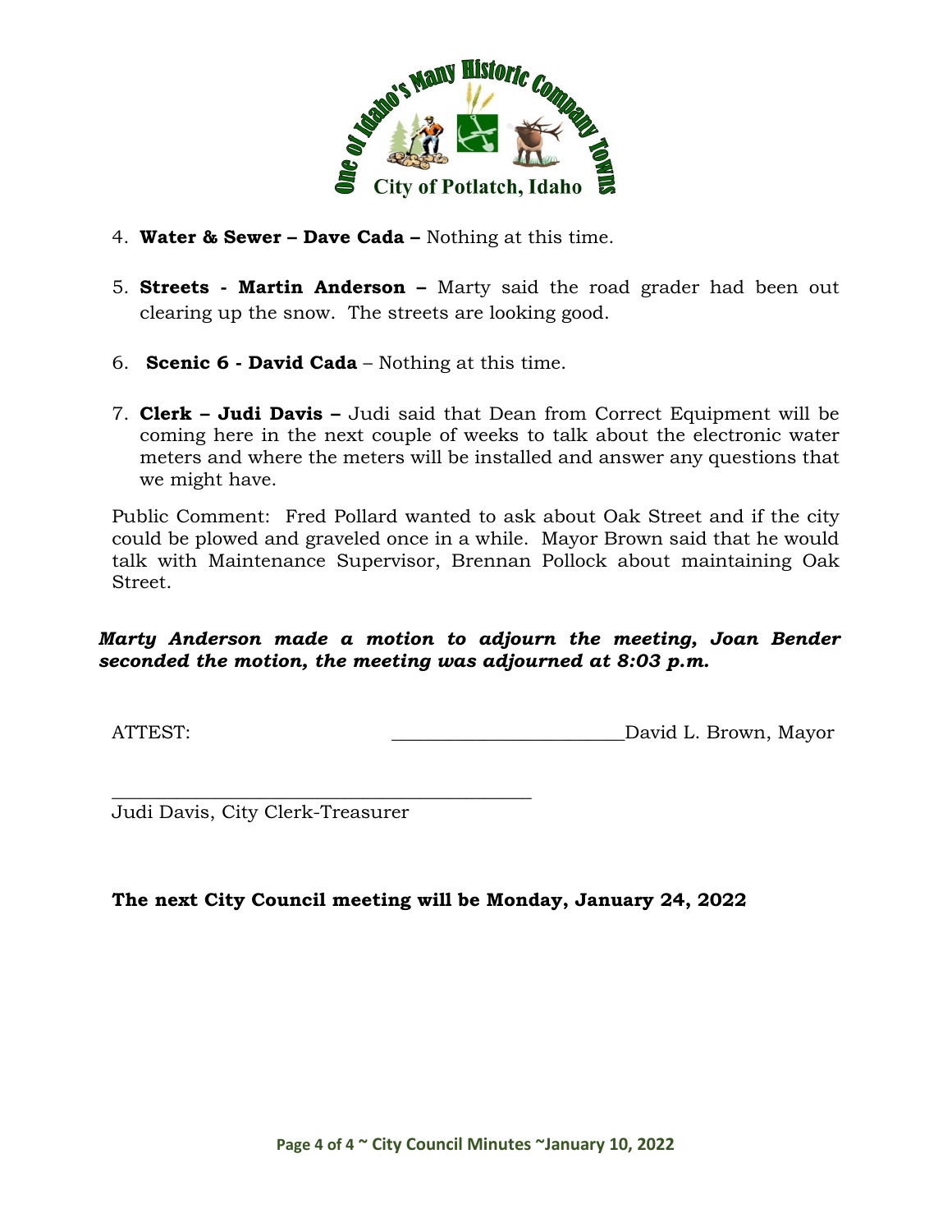4. **Water & Sewer – Dave Cada –** Nothing at this time.

5. **Streets - Martin Anderson –** Marty said the road grader had been out clearing up the snow. The streets are looking good.

6. **Scenic 6 - David Cada** – Nothing at this time.

7. **Clerk – Judi Davis –** Judi said that Dean from Correct Equipment will be coming here in the next couple of weeks to talk about the electronic water meters and where the meters will be installed and answer any questions that we might have.

Public Comment: Fred Pollard wanted to ask about Oak Street and if the city could be plowed and graveled once in a while. Mayor Brown said that he would talk with Maintenance Supervisor, Brennan Pollock about maintaining Oak Street.

***Marty Anderson made a motion to adjourn the meeting, Joan Bender seconded the motion, the meeting was adjourned at 8:03 p.m.***

ATTEST: ________________________David L. Brown, Mayor

____________________________________________
Judi Davis, City Clerk-Treasurer

**The next City Council meeting will be Monday, January 24, 2022**